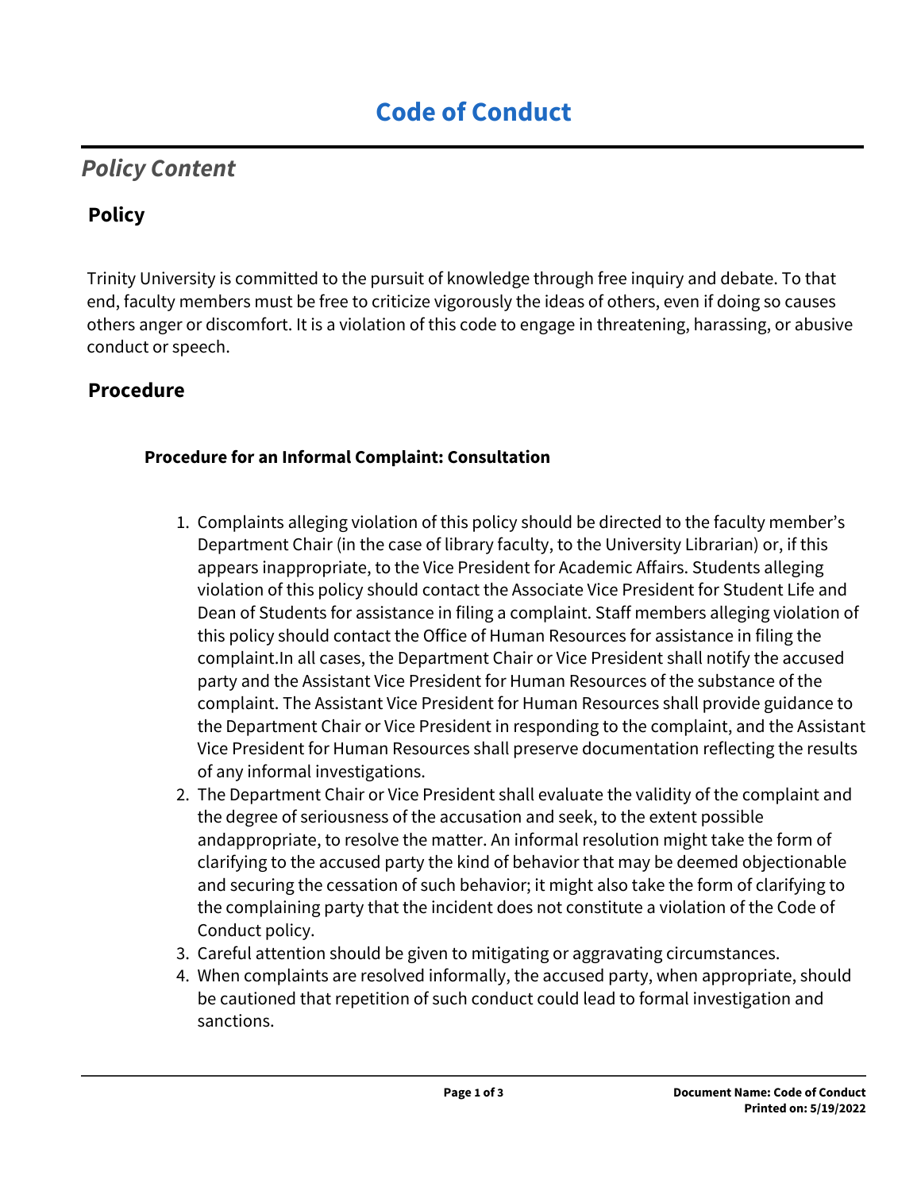# Code of Conduct

## *Policy Content*

### Policy

Trinity University is committed to the pursuit of knowledge through free inquiry and debate. To that end, faculty members must be free to criticize vigorously the ideas of others, even if doing so causes others anger or discomfort. It is a violation of this code to engage in threatening, harassing, or abusive conduct or speech.

### Procedure

#### Procedure for an Informal Complaint: Consultation

1. Complaints alleging violation of this policy should be directed to the faculty member's Department Chair (in the case of library faculty, to the University Librarian) or, if this appears inappropriate, to the Vice President for Academic Affairs. Students alleging violation of this policy should contact the Associate Vice President for Student Life and Dean of Students for assistance in filing a complaint. Staff members alleging violation of this policy should contact the Office of Human Resources for assistance in filing the complaint.In all cases, the Department Chair or Vice President shall notify the accused party and the Assistant Vice President for Human Resources of the substance of the complaint. The Assistant Vice President for Human Resources shall provide guidance to the Department Chair or Vice President in responding to the complaint, and the Assistant Vice President for Human Resources shall preserve documentation reflecting the results of any informal investigations.
2. The Department Chair or Vice President shall evaluate the validity of the complaint and the degree of seriousness of the accusation and seek, to the extent possible andappropriate, to resolve the matter. An informal resolution might take the form of clarifying to the accused party the kind of behavior that may be deemed objectionable and securing the cessation of such behavior; it might also take the form of clarifying to the complaining party that the incident does not constitute a violation of the Code of Conduct policy.
3. Careful attention should be given to mitigating or aggravating circumstances.
4. When complaints are resolved informally, the accused party, when appropriate, should be cautioned that repetition of such conduct could lead to formal investigation and sanctions.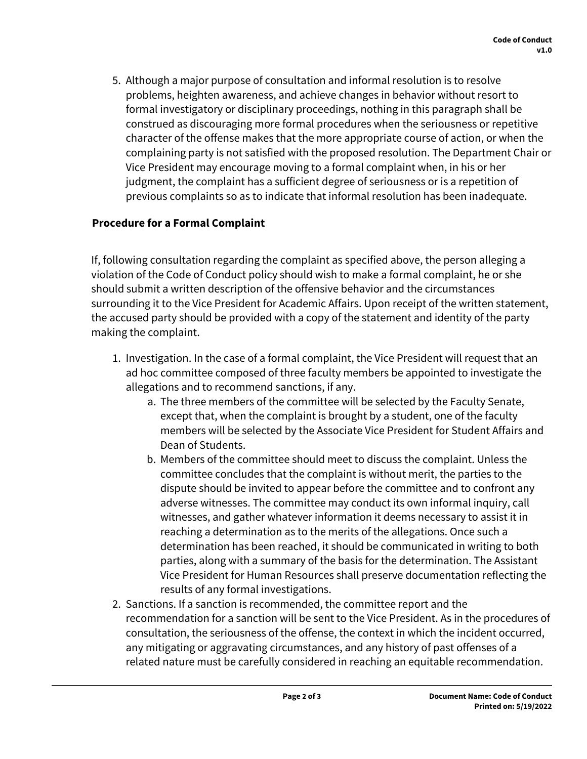5. Although a major purpose of consultation and informal resolution is to resolve problems, heighten awareness, and achieve changes in behavior without resort to formal investigatory or disciplinary proceedings, nothing in this paragraph shall be construed as discouraging more formal procedures when the seriousness or repetitive character of the offense makes that the more appropriate course of action, or when the complaining party is not satisfied with the proposed resolution. The Department Chair or Vice President may encourage moving to a formal complaint when, in his or her judgment, the complaint has a sufficient degree of seriousness or is a repetition of previous complaints so as to indicate that informal resolution has been inadequate.

**Procedure for a Formal Complaint**

If, following consultation regarding the complaint as specified above, the person alleging a violation of the Code of Conduct policy should wish to make a formal complaint, he or she should submit a written description of the offensive behavior and the circumstances surrounding it to the Vice President for Academic Affairs. Upon receipt of the written statement, the accused party should be provided with a copy of the statement and identity of the party making the complaint.

1. Investigation. In the case of a formal complaint, the Vice President will request that an ad hoc committee composed of three faculty members be appointed to investigate the allegations and to recommend sanctions, if any.
    a. The three members of the committee will be selected by the Faculty Senate, except that, when the complaint is brought by a student, one of the faculty members will be selected by the Associate Vice President for Student Affairs and Dean of Students.
    b. Members of the committee should meet to discuss the complaint. Unless the committee concludes that the complaint is without merit, the parties to the dispute should be invited to appear before the committee and to confront any adverse witnesses. The committee may conduct its own informal inquiry, call witnesses, and gather whatever information it deems necessary to assist it in reaching a determination as to the merits of the allegations. Once such a determination has been reached, it should be communicated in writing to both parties, along with a summary of the basis for the determination. The Assistant Vice President for Human Resources shall preserve documentation reflecting the results of any formal investigations.
2. Sanctions. If a sanction is recommended, the committee report and the recommendation for a sanction will be sent to the Vice President. As in the procedures of consultation, the seriousness of the offense, the context in which the incident occurred, any mitigating or aggravating circumstances, and any history of past offenses of a related nature must be carefully considered in reaching an equitable recommendation.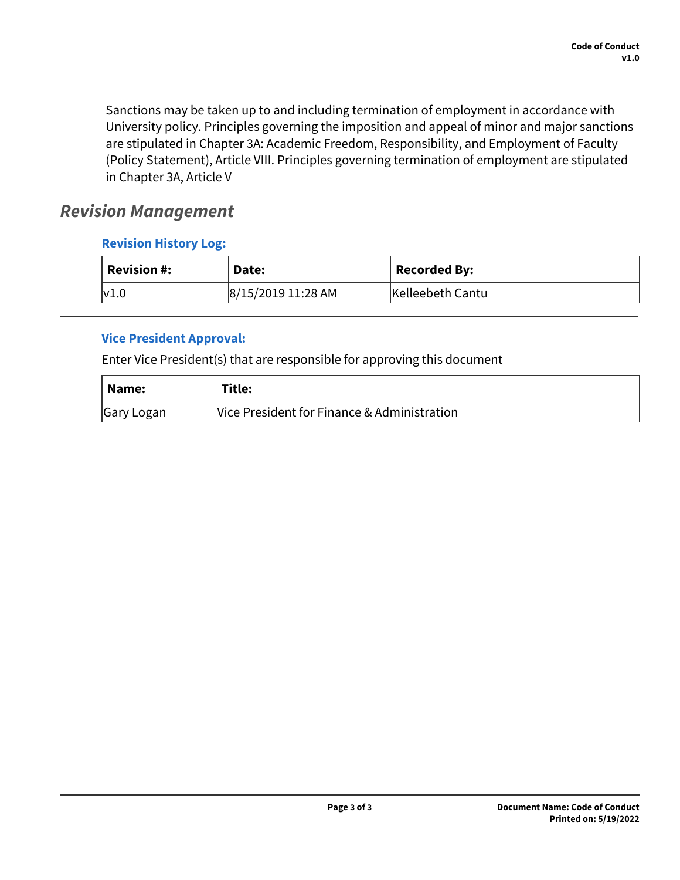Sanctions may be taken up to and including termination of employment in accordance with University policy. Principles governing the imposition and appeal of minor and major sanctions are stipulated in Chapter 3A: Academic Freedom, Responsibility, and Employment of Faculty (Policy Statement), Article VIII. Principles governing termination of employment are stipulated in Chapter 3A, Article V

## *Revision Management*

### Revision History Log:

| Revision #: | Date: | Recorded By: |
|---|---|---|
| v1.0 | 8/15/2019 11:28 AM | Kelleebeth Cantu |

### Vice President Approval:

Enter Vice President(s) that are responsible for approving this document

| Name: | Title: |
|---|---|
| Gary Logan | Vice President for Finance & Administration |